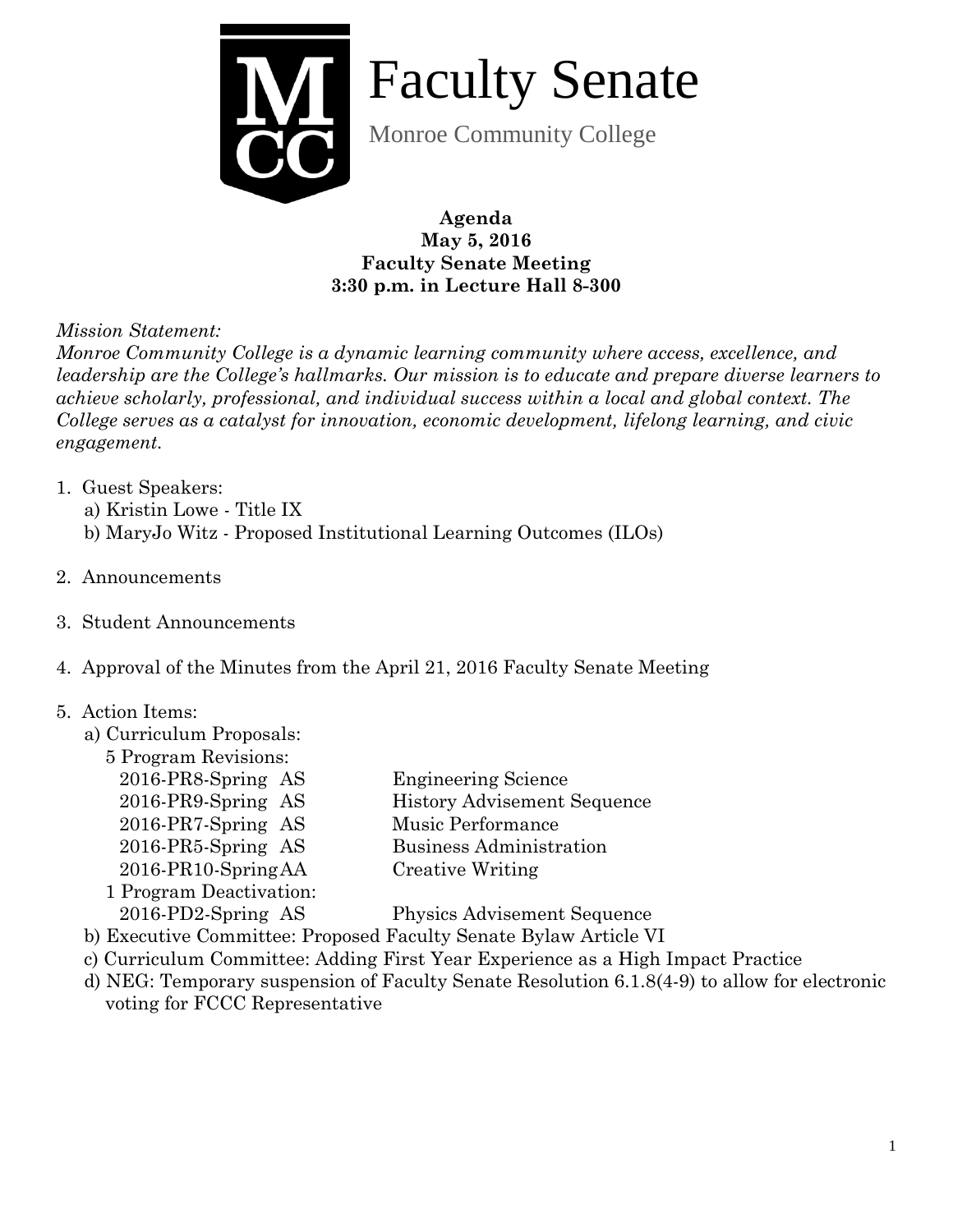# Faculty Senate

Monroe Community College

**Agenda**
**May 5, 2016**
**Faculty Senate Meeting**
**3:30 p.m. in Lecture Hall 8-300**

*Mission Statement:*
*Monroe Community College is a dynamic learning community where access, excellence, and leadership are the College's hallmarks. Our mission is to educate and prepare diverse learners to achieve scholarly, professional, and individual success within a local and global context. The College serves as a catalyst for innovation, economic development, lifelong learning, and civic engagement.*

1. Guest Speakers:
   a) Kristin Lowe - Title IX
   b) MaryJo Witz - Proposed Institutional Learning Outcomes (ILOs)

2. Announcements

3. Student Announcements

4. Approval of the Minutes from the April 21, 2016 Faculty Senate Meeting

5. Action Items:
   a) Curriculum Proposals:
      5 Program Revisions:
      - 2016-PR8-Spring AS — Engineering Science
      - 2016-PR9-Spring AS — History Advisement Sequence
      - 2016-PR7-Spring AS — Music Performance
      - 2016-PR5-Spring AS — Business Administration
      - 2016-PR10-Spring AA — Creative Writing

      1 Program Deactivation:
      - 2016-PD2-Spring AS — Physics Advisement Sequence

   b) Executive Committee: Proposed Faculty Senate Bylaw Article VI
   c) Curriculum Committee: Adding First Year Experience as a High Impact Practice
   d) NEG: Temporary suspension of Faculty Senate Resolution 6.1.8(4-9) to allow for electronic voting for FCCC Representative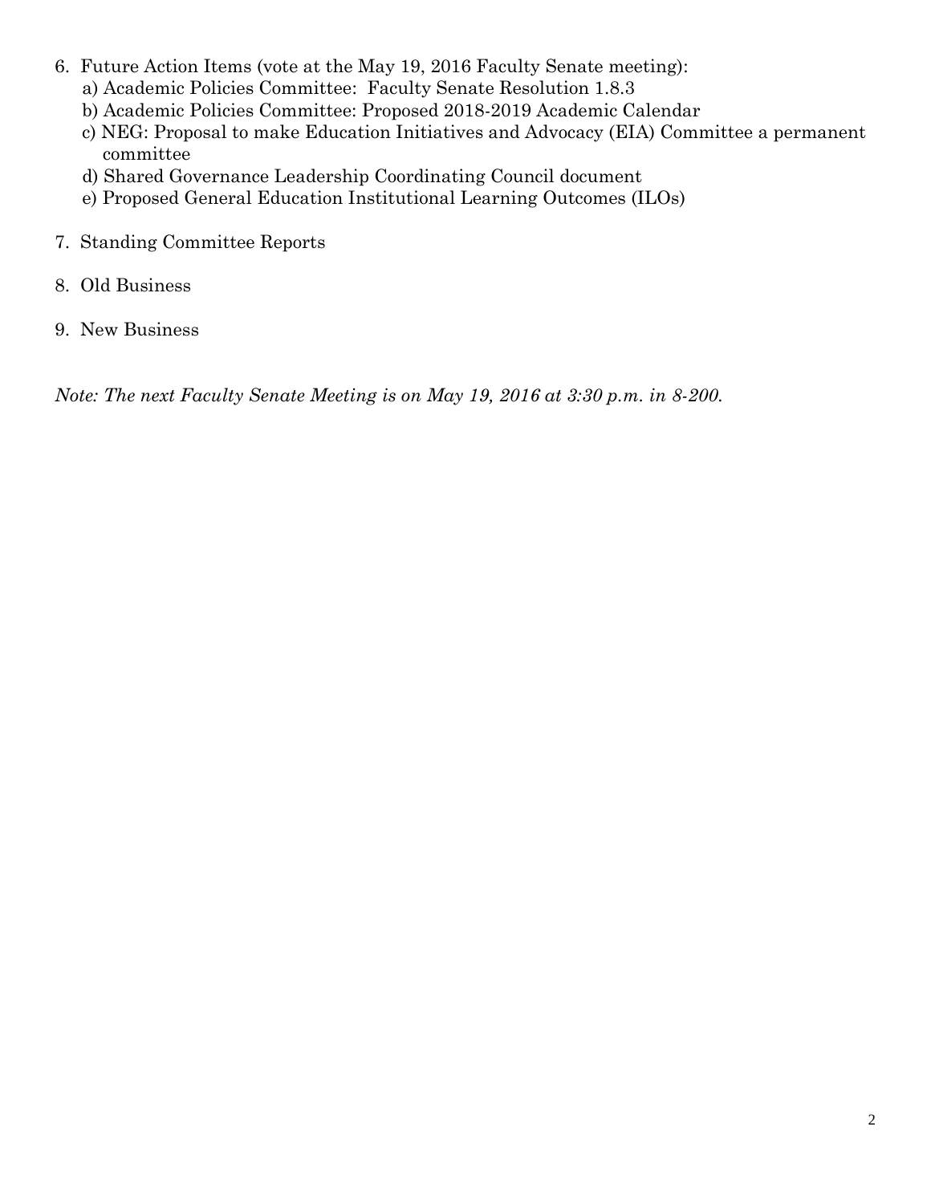6. Future Action Items (vote at the May 19, 2016 Faculty Senate meeting):
   a) Academic Policies Committee: Faculty Senate Resolution 1.8.3
   b) Academic Policies Committee: Proposed 2018-2019 Academic Calendar
   c) NEG: Proposal to make Education Initiatives and Advocacy (EIA) Committee a permanent committee
   d) Shared Governance Leadership Coordinating Council document
   e) Proposed General Education Institutional Learning Outcomes (ILOs)

7. Standing Committee Reports

8. Old Business

9. New Business

*Note: The next Faculty Senate Meeting is on May 19, 2016 at 3:30 p.m. in 8-200.*